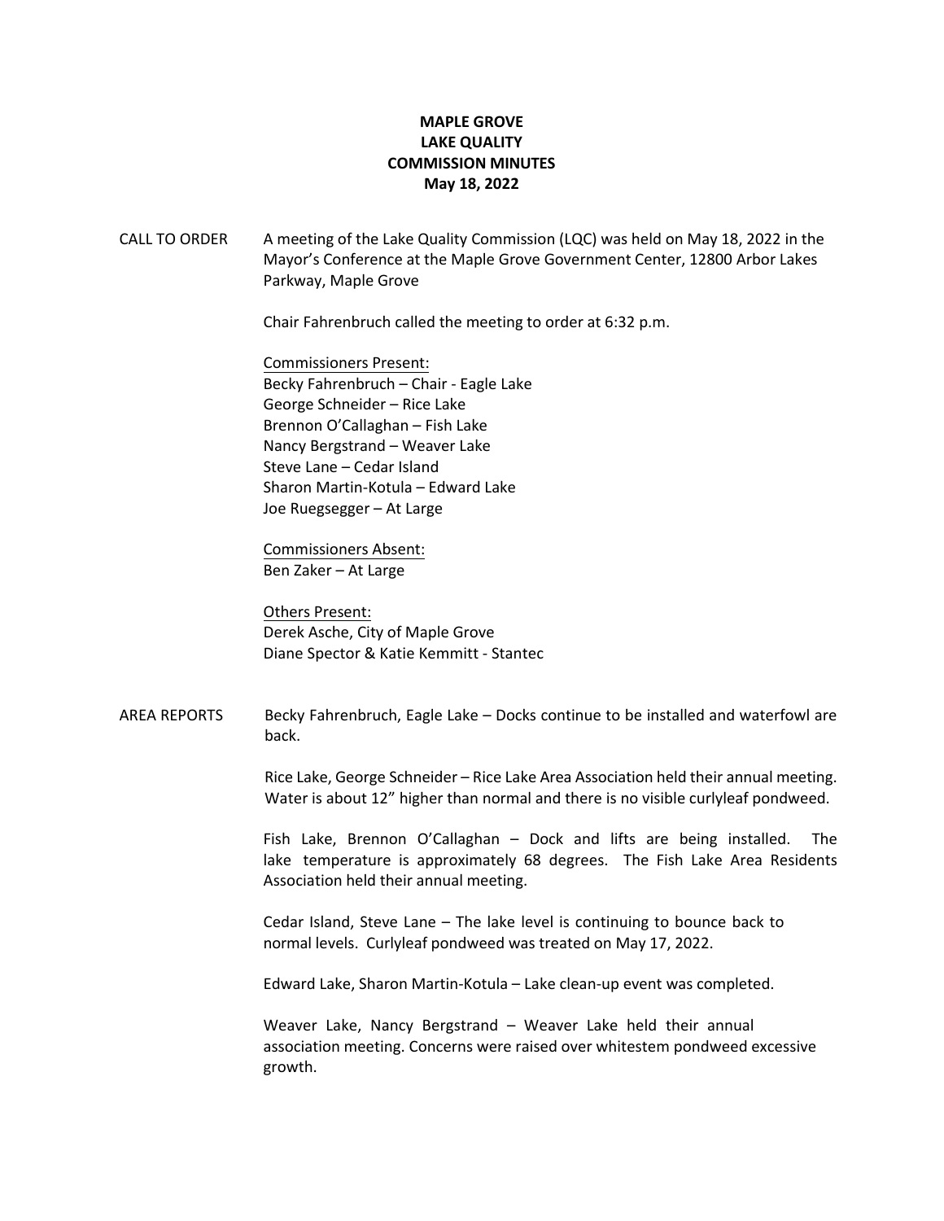# MAPLE GROVE
# LAKE QUALITY
# COMMISSION MINUTES
# May 18, 2022

**CALL TO ORDER**

A meeting of the Lake Quality Commission (LQC) was held on May 18, 2022 in the Mayor's Conference at the Maple Grove Government Center, 12800 Arbor Lakes Parkway, Maple Grove

Chair Fahrenbruch called the meeting to order at 6:32 p.m.

Commissioners Present:
Becky Fahrenbruch – Chair - Eagle Lake
George Schneider – Rice Lake
Brennon O'Callaghan – Fish Lake
Nancy Bergstrand – Weaver Lake
Steve Lane – Cedar Island
Sharon Martin-Kotula – Edward Lake
Joe Ruegsegger – At Large

Commissioners Absent:
Ben Zaker – At Large

Others Present:
Derek Asche, City of Maple Grove
Diane Spector & Katie Kemmitt - Stantec

**AREA REPORTS**

Becky Fahrenbruch, Eagle Lake – Docks continue to be installed and waterfowl are back.

Rice Lake, George Schneider – Rice Lake Area Association held their annual meeting. Water is about 12" higher than normal and there is no visible curlyleaf pondweed.

Fish Lake, Brennon O'Callaghan – Dock and lifts are being installed. The lake temperature is approximately 68 degrees. The Fish Lake Area Residents Association held their annual meeting.

Cedar Island, Steve Lane – The lake level is continuing to bounce back to normal levels. Curlyleaf pondweed was treated on May 17, 2022.

Edward Lake, Sharon Martin-Kotula – Lake clean-up event was completed.

Weaver Lake, Nancy Bergstrand – Weaver Lake held their annual association meeting. Concerns were raised over whitestem pondweed excessive growth.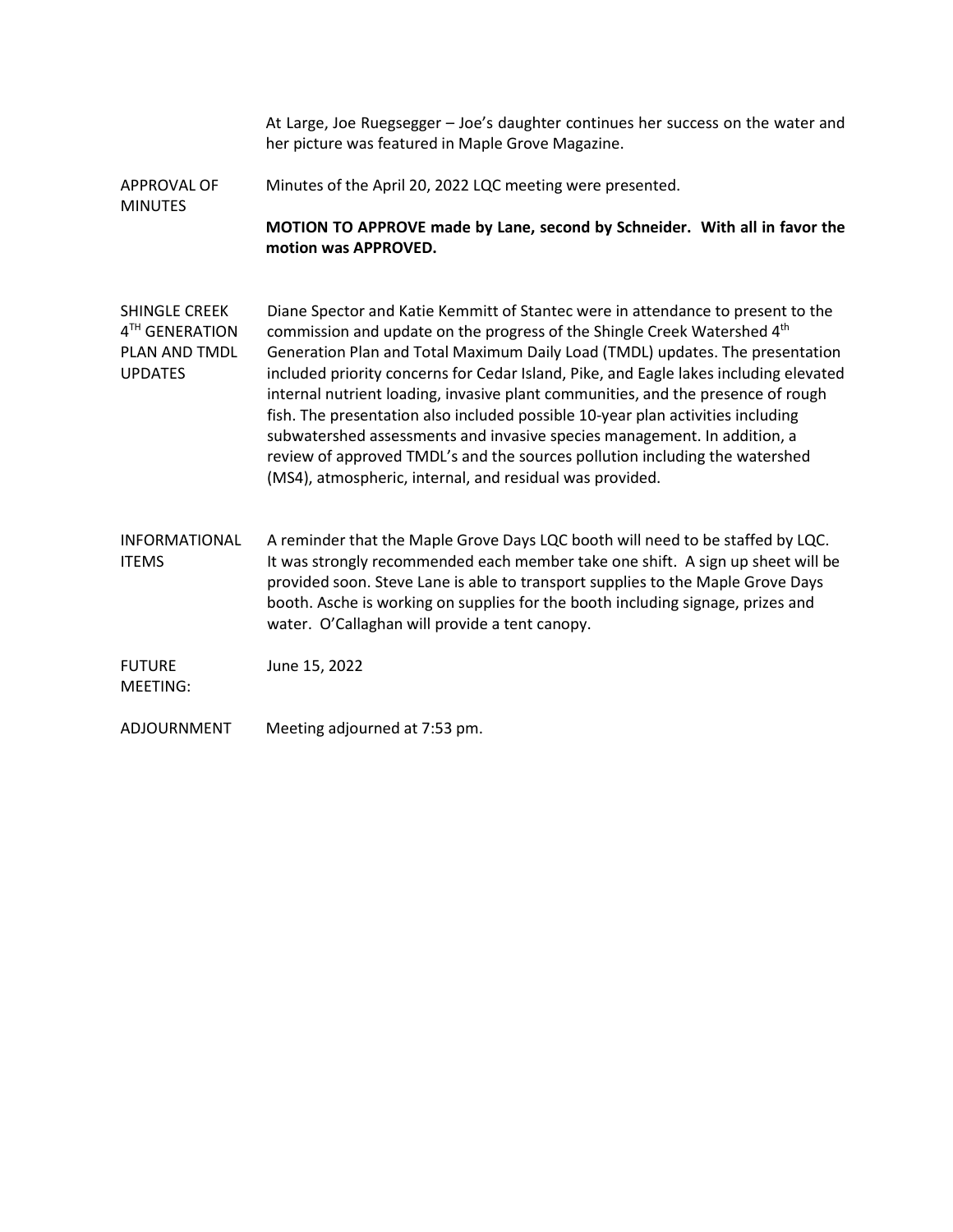At Large, Joe Ruegsegger – Joe's daughter continues her success on the water and her picture was featured in Maple Grove Magazine.

**APPROVAL OF MINUTES**

Minutes of the April 20, 2022 LQC meeting were presented.

**MOTION TO APPROVE made by Lane, second by Schneider. With all in favor the motion was APPROVED.**

**SHINGLE CREEK 4TH GENERATION PLAN AND TMDL UPDATES**

Diane Spector and Katie Kemmitt of Stantec were in attendance to present to the commission and update on the progress of the Shingle Creek Watershed 4th Generation Plan and Total Maximum Daily Load (TMDL) updates. The presentation included priority concerns for Cedar Island, Pike, and Eagle lakes including elevated internal nutrient loading, invasive plant communities, and the presence of rough fish. The presentation also included possible 10-year plan activities including subwatershed assessments and invasive species management. In addition, a review of approved TMDL's and the sources pollution including the watershed (MS4), atmospheric, internal, and residual was provided.

**INFORMATIONAL ITEMS**

A reminder that the Maple Grove Days LQC booth will need to be staffed by LQC. It was strongly recommended each member take one shift. A sign up sheet will be provided soon. Steve Lane is able to transport supplies to the Maple Grove Days booth. Asche is working on supplies for the booth including signage, prizes and water. O'Callaghan will provide a tent canopy.

**FUTURE MEETING:**

June 15, 2022

**ADJOURNMENT**

Meeting adjourned at 7:53 pm.